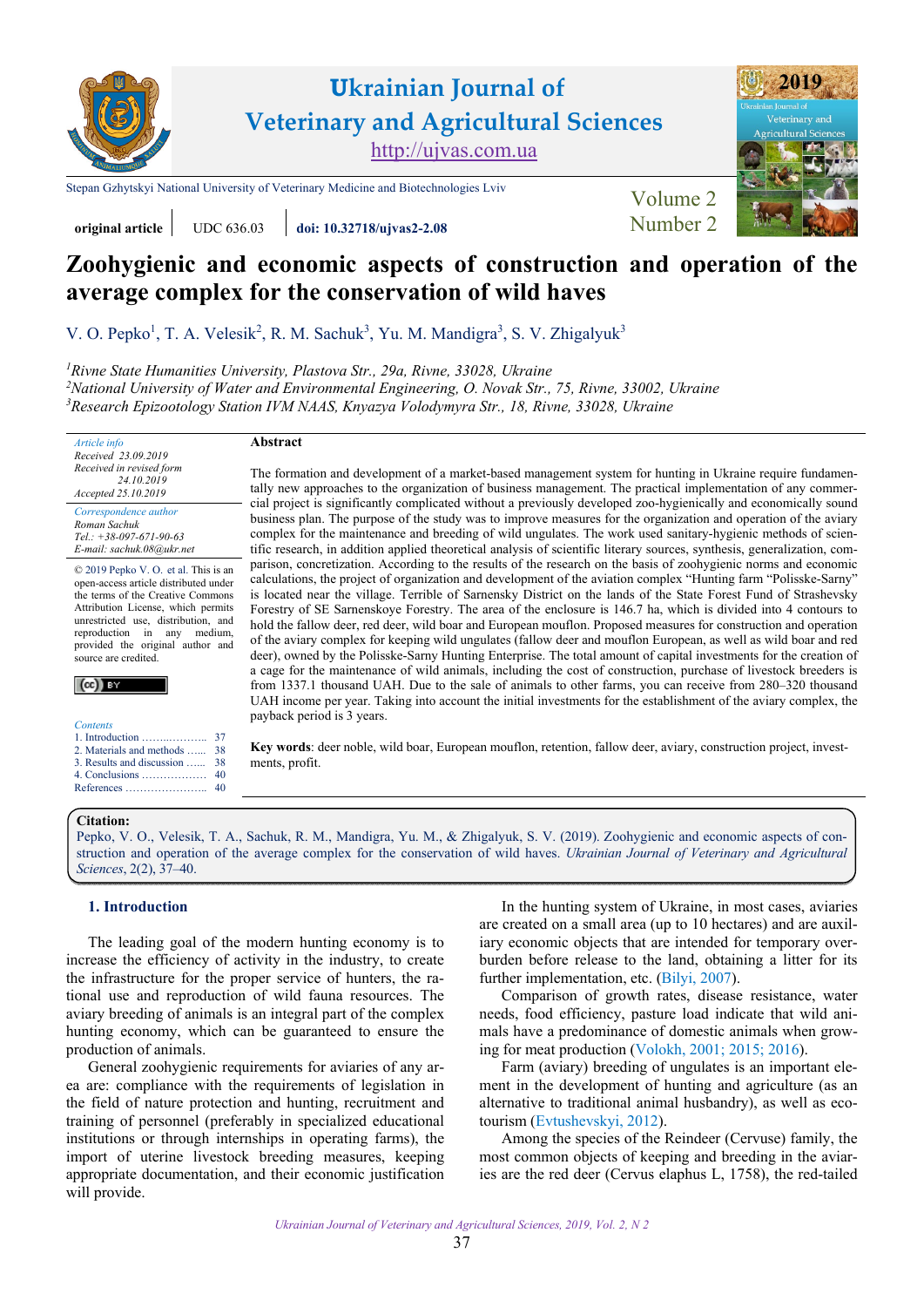Stepan Gzhytskyi National University of Veterinary Medicine and Biotechnologies Lviv

**original article** | UDC 636.03 | **doi: 10.32718/ujvas2-2.08**

# Zoohygienic and economic aspects of construction and operation of the average complex for the conservation of wild haves

V. O. Pepko[1], T. A. Velesik[2], R. M. Sachuk[3], Yu. M. Mandigra[3], S. V. Zhigalyuk[3]

[1]*Rivne State Humanities University, Plastova Str., 29a, Rivne, 33028, Ukraine*
[2]*National University of Water and Environmental Engineering, O. Novak Str., 75, Rivne, 33002, Ukraine*
[3]*Research Epizootology Station IVM NAAS, Knyazya Volodymyra Str., 18, Rivne, 33028, Ukraine*

*Article info*
*Received 23.09.2019*
*Received in revised form 24.10.2019*
*Accepted 25.10.2019*

*Correspondence author*
*Roman Sachuk*
*Tel.: +38-097-671-90-63*
*E-mail: sachuk.08@ukr.net*

© 2019 Pepko V. O. et al. This is an open-access article distributed under the terms of the Creative Commons Attribution License, which permits unrestricted use, distribution, and reproduction in any medium, provided the original author and source are credited.

*Contents*
1. Introduction .......... 37
2. Materials and methods .......... 38
3. Results and discussion .......... 38
4. Conclusions .......... 40
References .......... 40

**Abstract**

The formation and development of a market-based management system for hunting in Ukraine require fundamentally new approaches to the organization of business management. The practical implementation of any commercial project is significantly complicated without a previously developed zoo-hygienically and economically sound business plan. The purpose of the study was to improve measures for the organization and operation of the aviary complex for the maintenance and breeding of wild ungulates. The work used sanitary-hygienic methods of scientific research, in addition applied theoretical analysis of scientific literary sources, synthesis, generalization, comparison, concretization. According to the results of the research on the basis of zoohygienic norms and economic calculations, the project of organization and development of the aviation complex "Hunting farm "Polisske-Sarny" is located near the village. Terrible of Sarnensky District on the lands of the State Forest Fund of Strashevsky Forestry of SE Sarnenskoye Forestry. The area of the enclosure is 146.7 ha, which is divided into 4 contours to hold the fallow deer, red deer, wild boar and European mouflon. Proposed measures for construction and operation of the aviary complex for keeping wild ungulates (fallow deer and mouflon European, as well as wild boar and red deer), owned by the Polisske-Sarny Hunting Enterprise. The total amount of capital investments for the creation of a cage for the maintenance of wild animals, including the cost of construction, purchase of livestock breeders is from 1337.1 thousand UAH. Due to the sale of animals to other farms, you can receive from 280–320 thousand UAH income per year. Taking into account the initial investments for the establishment of the aviary complex, the payback period is 3 years.

**Key words**: deer noble, wild boar, European mouflon, retention, fallow deer, aviary, construction project, investments, profit.

**Citation:**
Pepko, V. O., Velesik, T. A., Sachuk, R. M., Mandigra, Yu. M., & Zhigalyuk, S. V. (2019). Zoohygienic and economic aspects of construction and operation of the average complex for the conservation of wild haves. *Ukrainian Journal of Veterinary and Agricultural Sciences*, 2(2), 37–40.

## 1. Introduction

The leading goal of the modern hunting economy is to increase the efficiency of activity in the industry, to create the infrastructure for the proper service of hunters, the rational use and reproduction of wild fauna resources. The aviary breeding of animals is an integral part of the complex hunting economy, which can be guaranteed to ensure the production of animals.

General zoohygienic requirements for aviaries of any area are: compliance with the requirements of legislation in the field of nature protection and hunting, recruitment and training of personnel (preferably in specialized educational institutions or through internships in operating farms), the import of uterine livestock breeding measures, keeping appropriate documentation, and their economic justification will provide.

In the hunting system of Ukraine, in most cases, aviaries are created on a small area (up to 10 hectares) and are auxiliary economic objects that are intended for temporary overburden before release to the land, obtaining a litter for its further implementation, etc. (Bilyi, 2007).

Comparison of growth rates, disease resistance, water needs, food efficiency, pasture load indicate that wild animals have a predominance of domestic animals when growing for meat production (Volokh, 2001; 2015; 2016).

Farm (aviary) breeding of ungulates is an important element in the development of hunting and agriculture (as an alternative to traditional animal husbandry), as well as ecotourism (Evtushevskyi, 2012).

Among the species of the Reindeer (Cervuse) family, the most common objects of keeping and breeding in the aviaries are the red deer (Cervus elaphus L, 1758), the red-tailed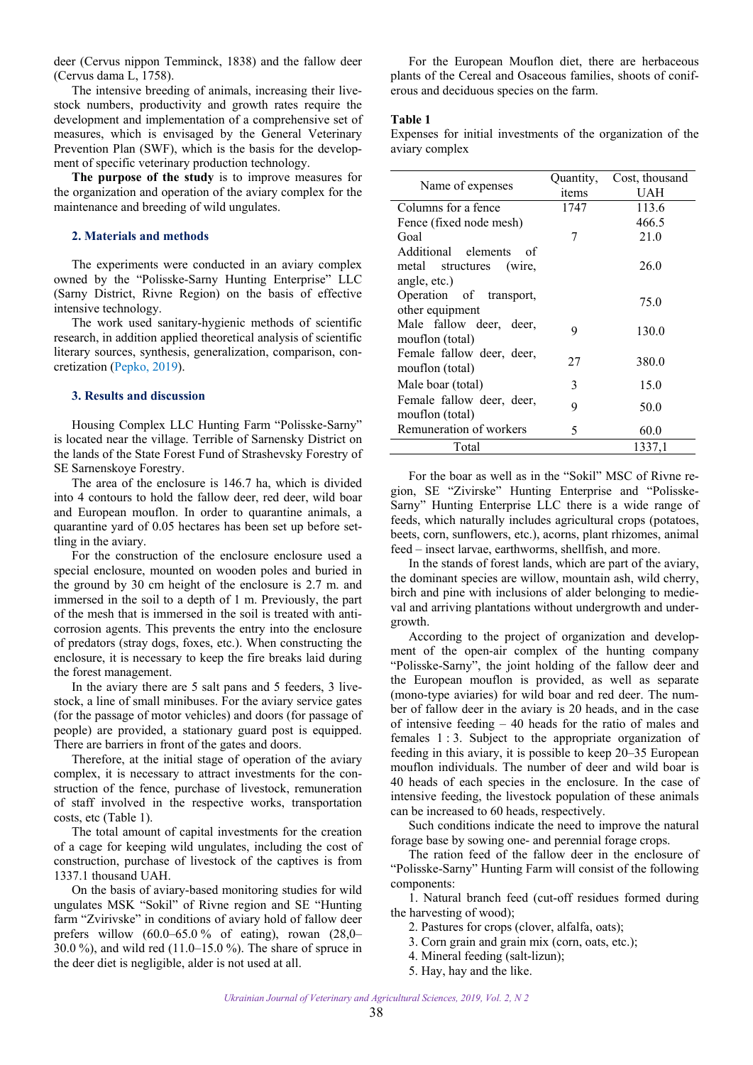deer (Cervus nippon Temminck, 1838) and the fallow deer (Cervus dama L, 1758).

The intensive breeding of animals, increasing their livestock numbers, productivity and growth rates require the development and implementation of a comprehensive set of measures, which is envisaged by the General Veterinary Prevention Plan (SWF), which is the basis for the development of specific veterinary production technology.

**The purpose of the study** is to improve measures for the organization and operation of the aviary complex for the maintenance and breeding of wild ungulates.

## 2. Materials and methods

The experiments were conducted in an aviary complex owned by the "Polisske-Sarny Hunting Enterprise" LLC (Sarny District, Rivne Region) on the basis of effective intensive technology.

The work used sanitary-hygienic methods of scientific research, in addition applied theoretical analysis of scientific literary sources, synthesis, generalization, comparison, concretization (Pepko, 2019).

## 3. Results and discussion

Housing Complex LLC Hunting Farm "Polisske-Sarny" is located near the village. Terrible of Sarnensky District on the lands of the State Forest Fund of Strashevsky Forestry of SE Sarnenskoye Forestry.

The area of the enclosure is 146.7 ha, which is divided into 4 contours to hold the fallow deer, red deer, wild boar and European mouflon. In order to quarantine animals, a quarantine yard of 0.05 hectares has been set up before settling in the aviary.

For the construction of the enclosure enclosure used a special enclosure, mounted on wooden poles and buried in the ground by 30 cm height of the enclosure is 2.7 m. and immersed in the soil to a depth of 1 m. Previously, the part of the mesh that is immersed in the soil is treated with anti-corrosion agents. This prevents the entry into the enclosure of predators (stray dogs, foxes, etc.). When constructing the enclosure, it is necessary to keep the fire breaks laid during the forest management.

In the aviary there are 5 salt pans and 5 feeders, 3 livestock, a line of small minibuses. For the aviary service gates (for the passage of motor vehicles) and doors (for passage of people) are provided, a stationary guard post is equipped. There are barriers in front of the gates and doors.

Therefore, at the initial stage of operation of the aviary complex, it is necessary to attract investments for the construction of the fence, purchase of livestock, remuneration of staff involved in the respective works, transportation costs, etc (Table 1).

The total amount of capital investments for the creation of a cage for keeping wild ungulates, including the cost of construction, purchase of livestock of the captives is from 1337.1 thousand UAH.

On the basis of aviary-based monitoring studies for wild ungulates MSK "Sokil" of Rivne region and SE "Hunting farm "Zvirivske" in conditions of aviary hold of fallow deer prefers willow (60.0–65.0 % of eating), rowan (28,0–30.0 %), and wild red (11.0–15.0 %). The share of spruce in the deer diet is negligible, alder is not used at all.

For the European Mouflon diet, there are herbaceous plants of the Cereal and Osaceous families, shoots of coniferous and deciduous species on the farm.

**Table 1**

Expenses for initial investments of the organization of the aviary complex

| Name of expenses | Quantity, items | Cost, thousand UAH |
|---|---|---|
| Columns for a fence | 1747 | 113.6 |
| Fence (fixed node mesh) | | 466.5 |
| Goal | 7 | 21.0 |
| Additional elements of metal structures (wire, angle, etc.) | | 26.0 |
| Operation of transport, other equipment | | 75.0 |
| Male fallow deer, deer, mouflon (total) | 9 | 130.0 |
| Female fallow deer, deer, mouflon (total) | 27 | 380.0 |
| Male boar (total) | 3 | 15.0 |
| Female fallow deer, deer, mouflon (total) | 9 | 50.0 |
| Remuneration of workers | 5 | 60.0 |
| Total | | 1337,1 |

For the boar as well as in the "Sokil" MSC of Rivne region, SE "Zivirske" Hunting Enterprise and "Polisske-Sarny" Hunting Enterprise LLC there is a wide range of feeds, which naturally includes agricultural crops (potatoes, beets, corn, sunflowers, etc.), acorns, plant rhizomes, animal feed – insect larvae, earthworms, shellfish, and more.

In the stands of forest lands, which are part of the aviary, the dominant species are willow, mountain ash, wild cherry, birch and pine with inclusions of alder belonging to medieval and arriving plantations without undergrowth and undergrowth.

According to the project of organization and development of the open-air complex of the hunting company "Polisske-Sarny", the joint holding of the fallow deer and the European mouflon is provided, as well as separate (mono-type aviaries) for wild boar and red deer. The number of fallow deer in the aviary is 20 heads, and in the case of intensive feeding – 40 heads for the ratio of males and females 1 : 3. Subject to the appropriate organization of feeding in this aviary, it is possible to keep 20–35 European mouflon individuals. The number of deer and wild boar is 40 heads of each species in the enclosure. In the case of intensive feeding, the livestock population of these animals can be increased to 60 heads, respectively.

Such conditions indicate the need to improve the natural forage base by sowing one- and perennial forage crops.

The ration feed of the fallow deer in the enclosure of "Polisske-Sarny" Hunting Farm will consist of the following components:

1. Natural branch feed (cut-off residues formed during the harvesting of wood);
2. Pastures for crops (clover, alfalfa, oats);
3. Corn grain and grain mix (corn, oats, etc.);
4. Mineral feeding (salt-lizun);
5. Hay, hay and the like.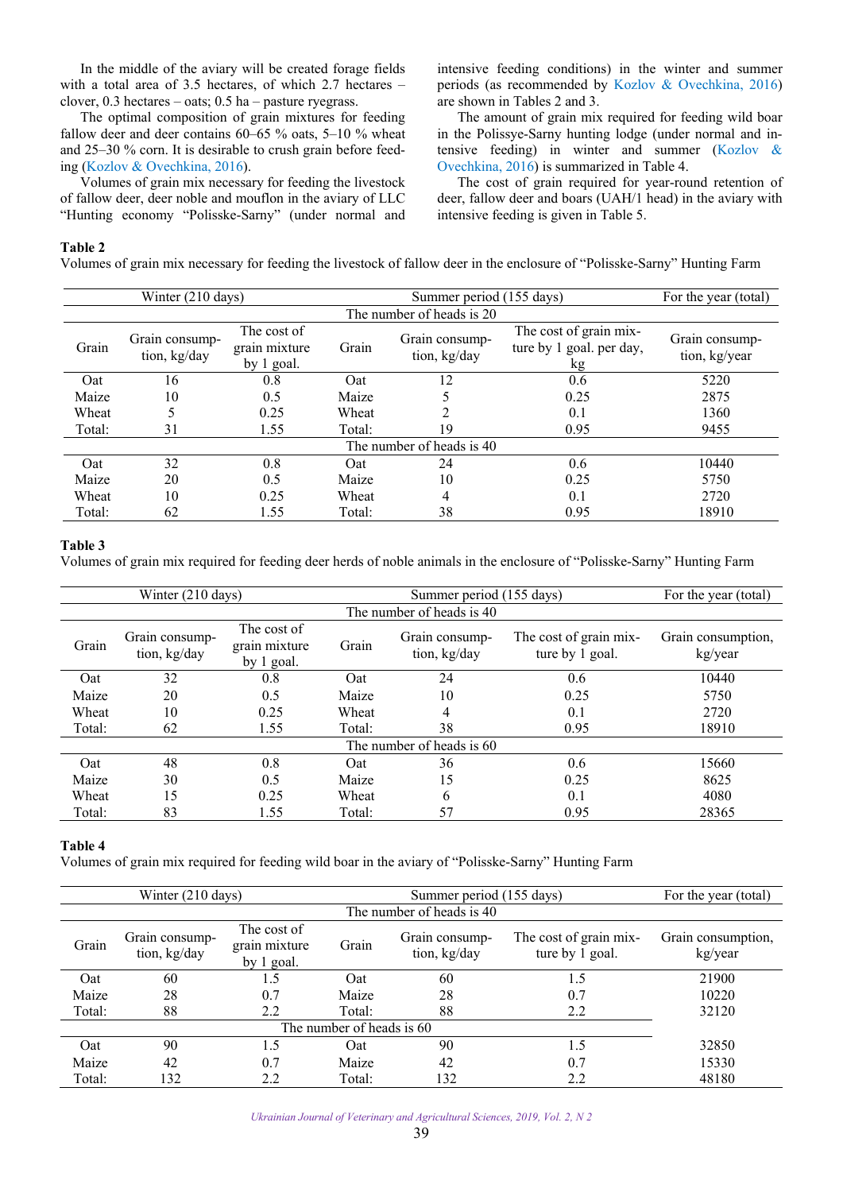In the middle of the aviary will be created forage fields with a total area of 3.5 hectares, of which 2.7 hectares – clover, 0.3 hectares – oats; 0.5 ha – pasture ryegrass.

The optimal composition of grain mixtures for feeding fallow deer and deer contains 60–65 % oats, 5–10 % wheat and 25–30 % corn. It is desirable to crush grain before feeding (Kozlov & Ovechkina, 2016).

Volumes of grain mix necessary for feeding the livestock of fallow deer, deer noble and mouflon in the aviary of LLC "Hunting economy "Polisske-Sarny" (under normal and intensive feeding conditions) in the winter and summer periods (as recommended by Kozlov & Ovechkina, 2016) are shown in Tables 2 and 3.

The amount of grain mix required for feeding wild boar in the Polissye-Sarny hunting lodge (under normal and intensive feeding) in winter and summer (Kozlov & Ovechkina, 2016) is summarized in Table 4.

The cost of grain required for year-round retention of deer, fallow deer and boars (UAH/1 head) in the aviary with intensive feeding is given in Table 5.

**Table 2**
Volumes of grain mix necessary for feeding the livestock of fallow deer in the enclosure of "Polisske-Sarny" Hunting Farm

| Winter (210 days) | | | Summer period (155 days) | | | For the year (total) |
|---|---|---|---|---|---|---|
| The number of heads is 20 | | | | | | |
| Grain | Grain consumption, kg/day | The cost of grain mixture by 1 goal. | Grain | Grain consumption, kg/day | The cost of grain mixture by 1 goal. per day, kg | Grain consumption, kg/year |
| Oat | 16 | 0.8 | Oat | 12 | 0.6 | 5220 |
| Maize | 10 | 0.5 | Maize | 5 | 0.25 | 2875 |
| Wheat | 5 | 0.25 | Wheat | 2 | 0.1 | 1360 |
| Total: | 31 | 1.55 | Total: | 19 | 0.95 | 9455 |
| The number of heads is 40 | | | | | | |
| Oat | 32 | 0.8 | Oat | 24 | 0.6 | 10440 |
| Maize | 20 | 0.5 | Maize | 10 | 0.25 | 5750 |
| Wheat | 10 | 0.25 | Wheat | 4 | 0.1 | 2720 |
| Total: | 62 | 1.55 | Total: | 38 | 0.95 | 18910 |

**Table 3**
Volumes of grain mix required for feeding deer herds of noble animals in the enclosure of "Polisske-Sarny" Hunting Farm

| Winter (210 days) | | | Summer period (155 days) | | | For the year (total) |
|---|---|---|---|---|---|---|
| The number of heads is 40 | | | | | | |
| Grain | Grain consumption, kg/day | The cost of grain mixture by 1 goal. | Grain | Grain consumption, kg/day | The cost of grain mixture by 1 goal. | Grain consumption, kg/year |
| Oat | 32 | 0.8 | Oat | 24 | 0.6 | 10440 |
| Maize | 20 | 0.5 | Maize | 10 | 0.25 | 5750 |
| Wheat | 10 | 0.25 | Wheat | 4 | 0.1 | 2720 |
| Total: | 62 | 1.55 | Total: | 38 | 0.95 | 18910 |
| The number of heads is 60 | | | | | | |
| Oat | 48 | 0.8 | Oat | 36 | 0.6 | 15660 |
| Maize | 30 | 0.5 | Maize | 15 | 0.25 | 8625 |
| Wheat | 15 | 0.25 | Wheat | 6 | 0.1 | 4080 |
| Total: | 83 | 1.55 | Total: | 57 | 0.95 | 28365 |

**Table 4**
Volumes of grain mix required for feeding wild boar in the aviary of "Polisske-Sarny" Hunting Farm

| Winter (210 days) | | | Summer period (155 days) | | | For the year (total) |
|---|---|---|---|---|---|---|
| The number of heads is 40 | | | | | | |
| Grain | Grain consumption, kg/day | The cost of grain mixture by 1 goal. | Grain | Grain consumption, kg/day | The cost of grain mixture by 1 goal. | Grain consumption, kg/year |
| Oat | 60 | 1.5 | Oat | 60 | 1.5 | 21900 |
| Maize | 28 | 0.7 | Maize | 28 | 0.7 | 10220 |
| Total: | 88 | 2.2 | Total: | 88 | 2.2 | 32120 |
| The number of heads is 60 | | | | | | |
| Oat | 90 | 1.5 | Oat | 90 | 1.5 | 32850 |
| Maize | 42 | 0.7 | Maize | 42 | 0.7 | 15330 |
| Total: | 132 | 2.2 | Total: | 132 | 2.2 | 48180 |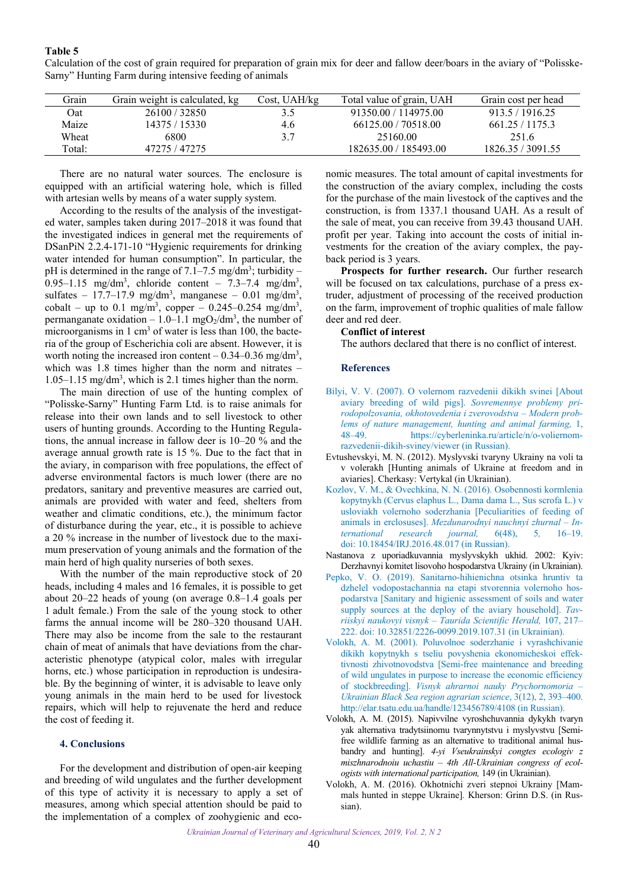**Table 5**
Calculation of the cost of grain required for preparation of grain mix for deer and fallow deer/boars in the aviary of "Polisske-Sarny" Hunting Farm during intensive feeding of animals

| Grain | Grain weight is calculated, kg | Cost, UAH/kg | Total value of grain, UAH | Grain cost per head |
|---|---|---|---|---|
| Oat | 26100 / 32850 | 3.5 | 91350.00 / 114975.00 | 913.5 / 1916.25 |
| Maize | 14375 / 15330 | 4.6 | 66125.00 / 70518.00 | 661.25 / 1175.3 |
| Wheat | 6800 | 3.7 | 25160.00 | 251.6 |
| Total: | 47275 / 47275 | | 182635.00 / 185493.00 | 1826.35 / 3091.55 |

There are no natural water sources. The enclosure is equipped with an artificial watering hole, which is filled with artesian wells by means of a water supply system.

According to the results of the analysis of the investigated water, samples taken during 2017–2018 it was found that the investigated indices in general met the requirements of DSanPiN 2.2.4-171-10 "Hygienic requirements for drinking water intended for human consumption". In particular, the pH is determined in the range of 7.1–7.5 mg/dm$^3$; turbidity – 0.95–1.15 mg/dm$^3$, chloride content – 7.3–7.4 mg/dm$^3$, sulfates – 17.7–17.9 mg/dm$^3$, manganese – 0.01 mg/dm$^3$, cobalt – up to 0.1 mg/m$^3$, copper – 0.245–0.254 mg/dm$^3$, permanganate oxidation – 1.0–1.1 mg$O_2$/dm$^3$, the number of microorganisms in 1 cm$^3$ of water is less than 100, the bacteria of the group of Escherichia coli are absent. However, it is worth noting the increased iron content – 0.34–0.36 mg/dm$^3$, which was 1.8 times higher than the norm and nitrates – 1.05–1.15 mg/dm$^3$, which is 2.1 times higher than the norm.

The main direction of use of the hunting complex of "Polisske-Sarny" Hunting Farm Ltd. is to raise animals for release into their own lands and to sell livestock to other users of hunting grounds. According to the Hunting Regulations, the annual increase in fallow deer is 10–20 % and the average annual growth rate is 15 %. Due to the fact that in the aviary, in comparison with free populations, the effect of adverse environmental factors is much lower (there are no predators, sanitary and preventive measures are carried out, animals are provided with water and feed, shelters from weather and climatic conditions, etc.), the minimum factor of disturbance during the year, etc., it is possible to achieve a 20 % increase in the number of livestock due to the maximum preservation of young animals and the formation of the main herd of high quality nurseries of both sexes.

With the number of the main reproductive stock of 20 heads, including 4 males and 16 females, it is possible to get about 20–22 heads of young (on average 0.8–1.4 goals per 1 adult female.) From the sale of the young stock to other farms the annual income will be 280–320 thousand UAH. There may also be income from the sale to the restaurant chain of meat of animals that have deviations from the characteristic phenotype (atypical color, males with irregular horns, etc.) whose participation in reproduction is undesirable. By the beginning of winter, it is advisable to leave only young animals in the main herd to be used for livestock repairs, which will help to rejuvenate the herd and reduce the cost of feeding it.

## 4. Conclusions

For the development and distribution of open-air keeping and breeding of wild ungulates and the further development of this type of activity it is necessary to apply a set of measures, among which special attention should be paid to the implementation of a complex of zoohygienic and economic measures. The total amount of capital investments for the construction of the aviary complex, including the costs for the purchase of the main livestock of the captives and the construction, is from 1337.1 thousand UAH. As a result of the sale of meat, you can receive from 39.43 thousand UAH. profit per year. Taking into account the costs of initial investments for the creation of the aviary complex, the payback period is 3 years.

**Prospects for further research.** Our further research will be focused on tax calculations, purchase of a press extruder, adjustment of processing of the received production on the farm, improvement of trophic qualities of male fallow deer and red deer.

**Conflict of interest**

The authors declared that there is no conflict of interest.

## References

Bilyi, V. V. (2007). O volernom razvedenii dikikh svinei [About aviary breeding of wild pigs]. *Sovremennye problemy prirodopolzovania, okhotovedenia i zverovodstva – Modern problems of nature management, hunting and animal farming,* 1, 48–49. https://cyberleninka.ru/article/n/o-voliernom-razvedenii-dikih-sviney/viewer (in Russian).

Evtushevskyi, M. N. (2012). Myslyvski tvaryny Ukrainy na voli ta v volerakh [Hunting animals of Ukraine at freedom and in aviaries]. Cherkasy: Vertykal (in Ukrainian).

Kozlov, V. M., & Ovechkina, N. N. (2016). Osobennosti kormlenia kopytnykh (Cervus elaphus L., Dama dama L., Sus scrofa L.) v usloviakh volernoho soderzhania [Peculiarities of feeding of animals in erclosuses]. *Mezdunarodnyi nauchnyi zhurnal – International research journal,* 6(48), 5, 16–19. doi: 10.18454/IRJ.2016.48.017 (in Russian).

Nastanova z uporiadkuvannia myslyvskykh ukhid. 2002: Kyiv: Derzhavnyi komitet lisovoho hospodarstva Ukrainy (in Ukrainian).

Pepko, V. O. (2019). Sanitarno-hihienichna otsinka hruntiv ta dzhelel vodopostachannia na etapi stvorennia volernoho hospodarstva [Sanitary and higienic assessment of soils and water supply sources at the deploy of the aviary household]. *Tavriiskyi naukovyi visnyk – Taurida Scientific Herald,* 107, 217–222. doi: 10.32851/2226-0099.2019.107.31 (in Ukrainian).

Volokh, A. M. (2001). Poluvolnoe soderzhanie i vyrashchivanie dikikh kopytnykh s tseliu povysheniа ekonomicheskoi effektivnosti zhivotnovodstva [Semi-free maintenance and breeding of wild ungulates in purpose to increase the economic efficiency of stockbreeding]. *Visnyk ahrarnoi nauky Prychornomoria – Ukrainian Black Sea region agrarian science*, 3(12), 2, 393–400. http://elar.tsatu.edu.ua/handle/123456789/4108 (in Russian).

Volokh, A. M. (2015). Napivvilne vyroshchuvannia dykykh tvaryn yak alternatyva tradytsiinomu tvarynnytstvu i myslyvstvu [Semi-free wildlife farming as an alternative to traditional animal husbandry and hunting]. *4-yi Vseukrainskyi congtes ecologiv z miszhnarodnoiu uchastiu – 4th All-Ukrainian congress of ecologists with international participation,* 149 (in Ukrainian).

Volokh, A. M. (2016). Okhotnichi zveri stepnoi Ukrainy [Mammals hunted in steppe Ukraine]. Kherson: Grinn D.S. (in Russian).